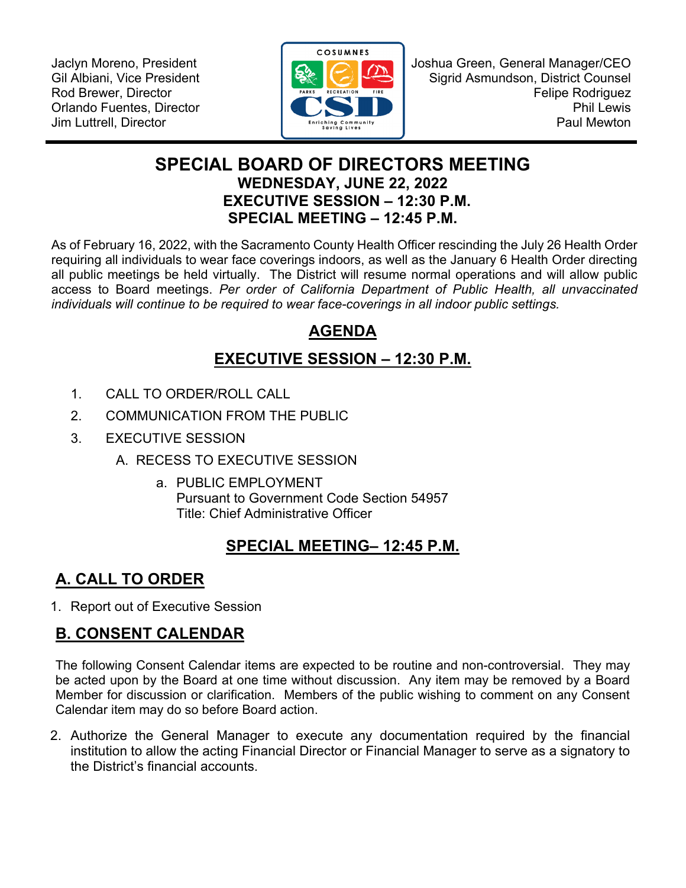Jaclyn Moreno, President
Gil Albiani, Vice President
Rod Brewer, Director
Orlando Fuentes, Director
Jim Luttrell, Director

Joshua Green, General Manager/CEO
Sigrid Asmundson, District Counsel
Felipe Rodriguez
Phil Lewis
Paul Mewton

# SPECIAL BOARD OF DIRECTORS MEETING

**WEDNESDAY, JUNE 22, 2022**
**EXECUTIVE SESSION – 12:30 P.M.**
**SPECIAL MEETING – 12:45 P.M.**

As of February 16, 2022, with the Sacramento County Health Officer rescinding the July 26 Health Order requiring all individuals to wear face coverings indoors, as well as the January 6 Health Order directing all public meetings be held virtually. The District will resume normal operations and will allow public access to Board meetings. *Per order of California Department of Public Health, all unvaccinated individuals will continue to be required to wear face-coverings in all indoor public settings.*

## AGENDA

## EXECUTIVE SESSION – 12:30 P.M.

1. CALL TO ORDER/ROLL CALL
2. COMMUNICATION FROM THE PUBLIC
3. EXECUTIVE SESSION
   - A. RECESS TO EXECUTIVE SESSION
     - a. PUBLIC EMPLOYMENT
       Pursuant to Government Code Section 54957
       Title: Chief Administrative Officer

## SPECIAL MEETING– 12:45 P.M.

## A. CALL TO ORDER

1. Report out of Executive Session

## B. CONSENT CALENDAR

The following Consent Calendar items are expected to be routine and non-controversial. They may be acted upon by the Board at one time without discussion. Any item may be removed by a Board Member for discussion or clarification. Members of the public wishing to comment on any Consent Calendar item may do so before Board action.

2. Authorize the General Manager to execute any documentation required by the financial institution to allow the acting Financial Director or Financial Manager to serve as a signatory to the District's financial accounts.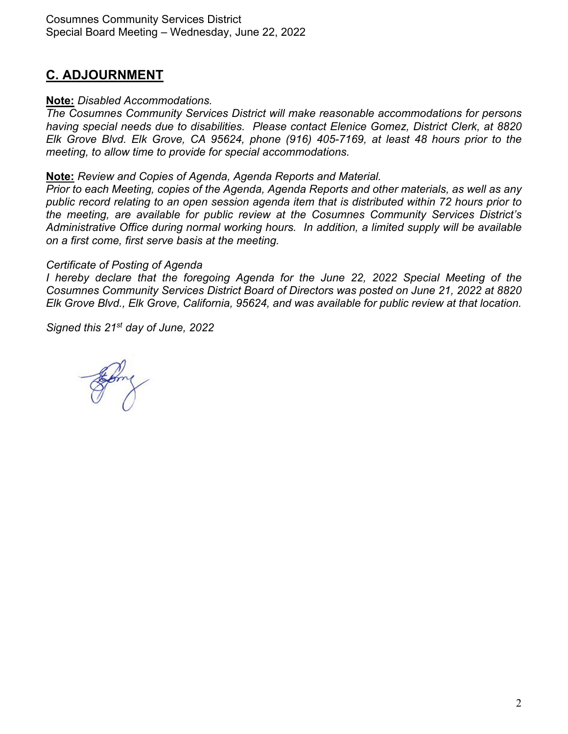## C. ADJOURNMENT

**Note:** *Disabled Accommodations.*
*The Cosumnes Community Services District will make reasonable accommodations for persons having special needs due to disabilities. Please contact Elenice Gomez, District Clerk, at 8820 Elk Grove Blvd. Elk Grove, CA 95624, phone (916) 405-7169, at least 48 hours prior to the meeting, to allow time to provide for special accommodations.*

**Note:** *Review and Copies of Agenda, Agenda Reports and Material.*
*Prior to each Meeting, copies of the Agenda, Agenda Reports and other materials, as well as any public record relating to an open session agenda item that is distributed within 72 hours prior to the meeting, are available for public review at the Cosumnes Community Services District's Administrative Office during normal working hours. In addition, a limited supply will be available on a first come, first serve basis at the meeting.*

*Certificate of Posting of Agenda*
*I hereby declare that the foregoing Agenda for the June 22, 2022 Special Meeting of the Cosumnes Community Services District Board of Directors was posted on June 21, 2022 at 8820 Elk Grove Blvd., Elk Grove, California, 95624, and was available for public review at that location.*

*Signed this 21st day of June, 2022*